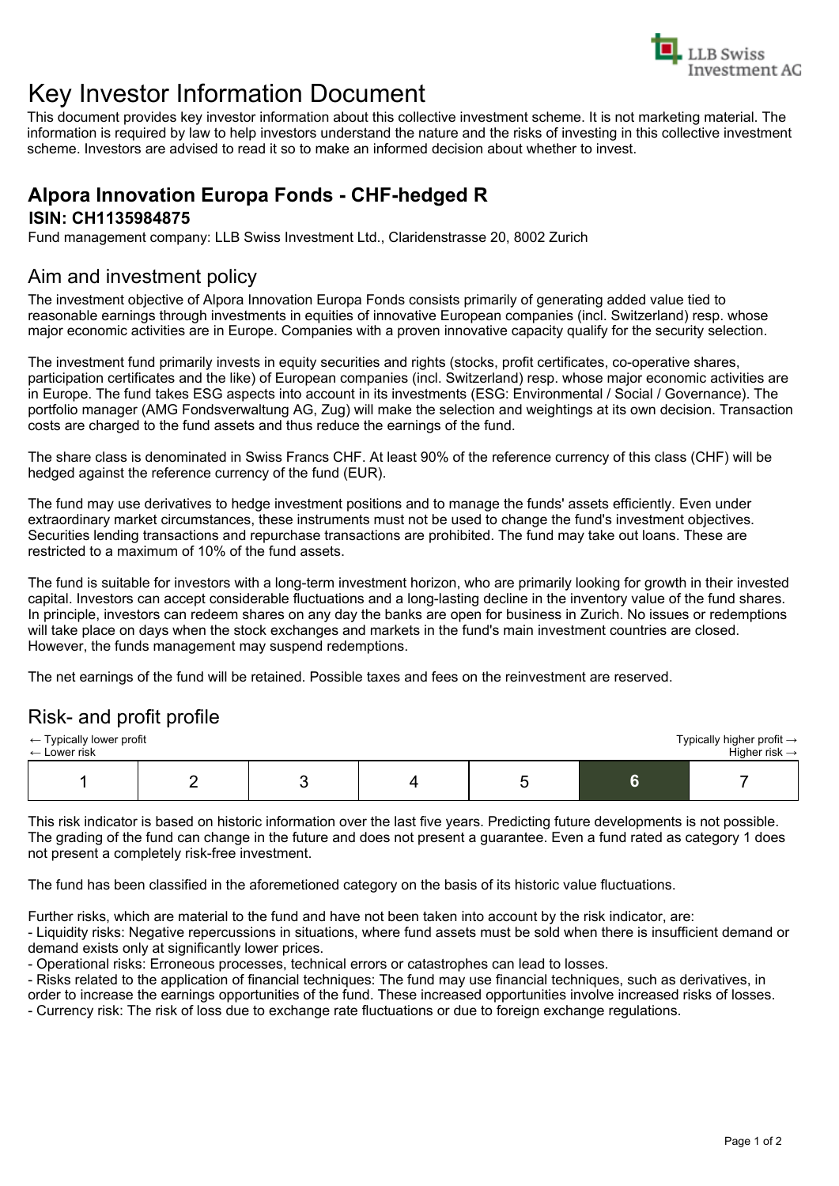# Key Investor Information Document

This document provides key investor information about this collective investment scheme. It is not marketing material. The information is required by law to help investors understand the nature and the risks of investing in this collective investment scheme. Investors are advised to read it so to make an informed decision about whether to invest.

## Alpora Innovation Europa Fonds - CHF-hedged R

### ISIN: CH1135984875

Fund management company: LLB Swiss Investment Ltd., Claridenstrasse 20, 8002 Zurich

## Aim and investment policy

The investment objective of Alpora Innovation Europa Fonds consists primarily of generating added value tied to reasonable earnings through investments in equities of innovative European companies (incl. Switzerland) resp. whose major economic activities are in Europe. Companies with a proven innovative capacity qualify for the security selection.

The investment fund primarily invests in equity securities and rights (stocks, profit certificates, co-operative shares, participation certificates and the like) of European companies (incl. Switzerland) resp. whose major economic activities are in Europe. The fund takes ESG aspects into account in its investments (ESG: Environmental / Social / Governance). The portfolio manager (AMG Fondsverwaltung AG, Zug) will make the selection and weightings at its own decision. Transaction costs are charged to the fund assets and thus reduce the earnings of the fund.

The share class is denominated in Swiss Francs CHF. At least 90% of the reference currency of this class (CHF) will be hedged against the reference currency of the fund (EUR).

The fund may use derivatives to hedge investment positions and to manage the funds' assets efficiently. Even under extraordinary market circumstances, these instruments must not be used to change the fund's investment objectives. Securities lending transactions and repurchase transactions are prohibited. The fund may take out loans. These are restricted to a maximum of 10% of the fund assets.

The fund is suitable for investors with a long-term investment horizon, who are primarily looking for growth in their invested capital. Investors can accept considerable fluctuations and a long-lasting decline in the inventory value of the fund shares. In principle, investors can redeem shares on any day the banks are open for business in Zurich. No issues or redemptions will take place on days when the stock exchanges and markets in the fund's main investment countries are closed. However, the funds management may suspend redemptions.

The net earnings of the fund will be retained. Possible taxes and fees on the reinvestment are reserved.

## Risk- and profit profile

← Typically lower profit
← Lower risk

Typically higher profit →
Higher risk →

| 1 | 2 | 3 | 4 | 5 | **6** | 7 |
|---|---|---|---|---|---|---|

This risk indicator is based on historic information over the last five years. Predicting future developments is not possible. The grading of the fund can change in the future and does not present a guarantee. Even a fund rated as category 1 does not present a completely risk-free investment.

The fund has been classified in the aforemetioned category on the basis of its historic value fluctuations.

Further risks, which are material to the fund and have not been taken into account by the risk indicator, are:

- Liquidity risks: Negative repercussions in situations, where fund assets must be sold when there is insufficient demand or demand exists only at significantly lower prices.
- Operational risks: Erroneous processes, technical errors or catastrophes can lead to losses.
- Risks related to the application of financial techniques: The fund may use financial techniques, such as derivatives, in order to increase the earnings opportunities of the fund. These increased opportunities involve increased risks of losses.
- Currency risk: The risk of loss due to exchange rate fluctuations or due to foreign exchange regulations.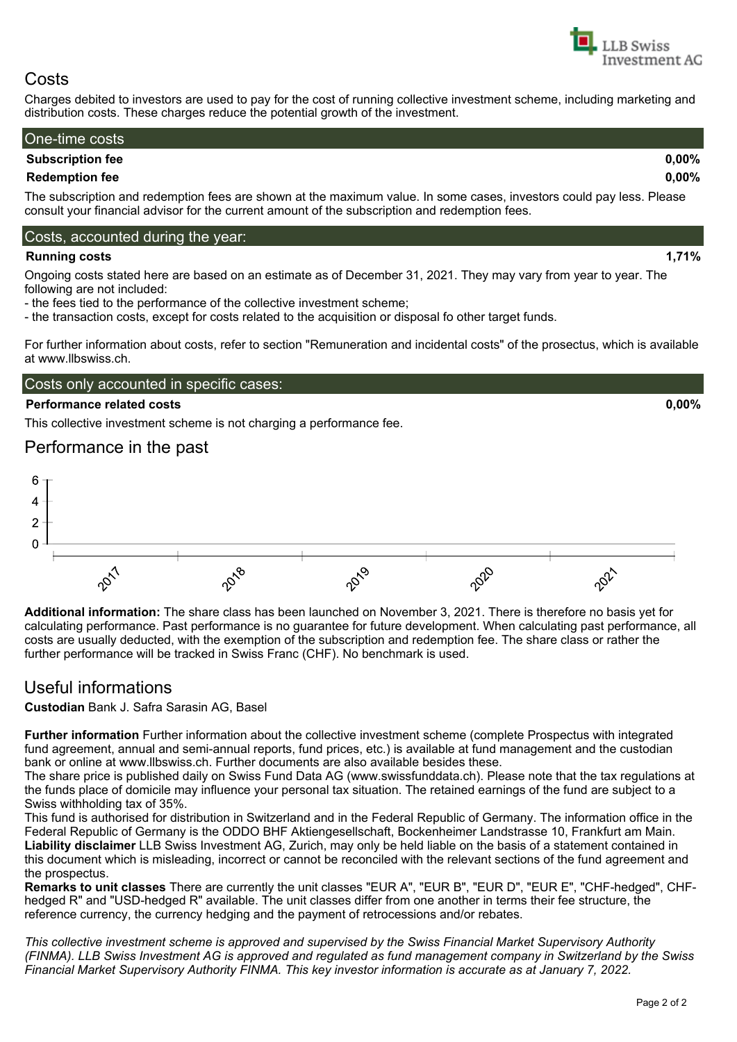# Costs

Charges debited to investors are used to pay for the cost of running collective investment scheme, including marketing and distribution costs. These charges reduce the potential growth of the investment.

## One-time costs

| | |
|---|---|
| **Subscription fee** | **0,00%** |
| **Redemption fee** | **0,00%** |

The subscription and redemption fees are shown at the maximum value. In some cases, investors could pay less. Please consult your financial advisor for the current amount of the subscription and redemption fees.

## Costs, accounted during the year:

| | |
|---|---|
| **Running costs** | **1,71%** |

Ongoing costs stated here are based on an estimate as of December 31, 2021. They may vary from year to year. The following are not included:
- the fees tied to the performance of the collective investment scheme;
- the transaction costs, except for costs related to the acquisition or disposal fo other target funds.

For further information about costs, refer to section "Remuneration and incidental costs" of the prosectus, which is available at www.llbswiss.ch.

## Costs only accounted in specific cases:

| | |
|---|---|
| **Performance related costs** | **0,00%** |

This collective investment scheme is not charging a performance fee.

# Performance in the past

6
4
2
0
2017
2018
2019
2020
2021

**Additional information:** The share class has been launched on November 3, 2021. There is therefore no basis yet for calculating performance. Past performance is no guarantee for future development. When calculating past performance, all costs are usually deducted, with the exemption of the subscription and redemption fee. The share class or rather the further performance will be tracked in Swiss Franc (CHF). No benchmark is used.

# Useful informations

**Custodian** Bank J. Safra Sarasin AG, Basel

**Further information** Further information about the collective investment scheme (complete Prospectus with integrated fund agreement, annual and semi-annual reports, fund prices, etc.) is available at fund management and the custodian bank or online at www.llbswiss.ch. Further documents are also available besides these.
The share price is published daily on Swiss Fund Data AG (www.swissfunddata.ch). Please note that the tax regulations at the funds place of domicile may influence your personal tax situation. The retained earnings of the fund are subject to a Swiss withholding tax of 35%.
This fund is authorised for distribution in Switzerland and in the Federal Republic of Germany. The information office in the Federal Republic of Germany is the ODDO BHF Aktiengesellschaft, Bockenheimer Landstrasse 10, Frankfurt am Main.
**Liability disclaimer** LLB Swiss Investment AG, Zurich, may only be held liable on the basis of a statement contained in this document which is misleading, incorrect or cannot be reconciled with the relevant sections of the fund agreement and the prospectus.
**Remarks to unit classes** There are currently the unit classes "EUR A", "EUR B", "EUR D", "EUR E", "CHF-hedged", CHF-hedged R" and "USD-hedged R" available. The unit classes differ from one another in terms their fee structure, the reference currency, the currency hedging and the payment of retrocessions and/or rebates.

*This collective investment scheme is approved and supervised by the Swiss Financial Market Supervisory Authority (FINMA). LLB Swiss Investment AG is approved and regulated as fund management company in Switzerland by the Swiss Financial Market Supervisory Authority FINMA. This key investor information is accurate as at January 7, 2022.*